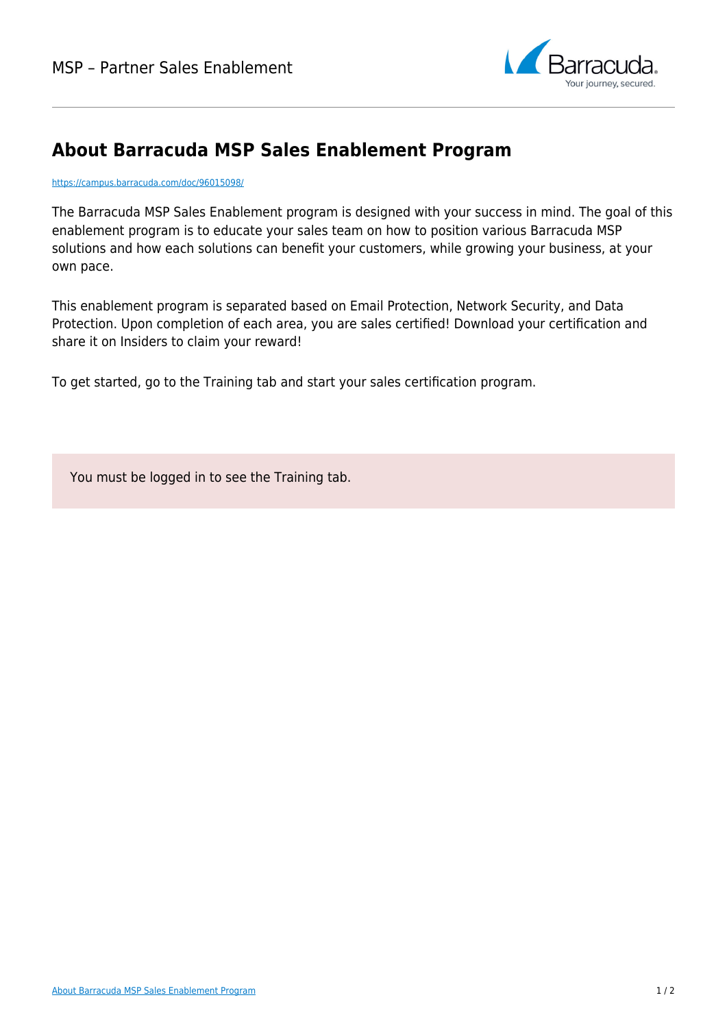# About Barracuda MSP Sales Enablement Program

https://campus.barracuda.com/doc/96015098/

The Barracuda MSP Sales Enablement program is designed with your success in mind. The goal of this enablement program is to educate your sales team on how to position various Barracuda MSP solutions and how each solutions can benefit your customers, while growing your business, at your own pace.

This enablement program is separated based on Email Protection, Network Security, and Data Protection. Upon completion of each area, you are sales certified! Download your certification and share it on Insiders to claim your reward!

To get started, go to the Training tab and start your sales certification program.

You must be logged in to see the Training tab.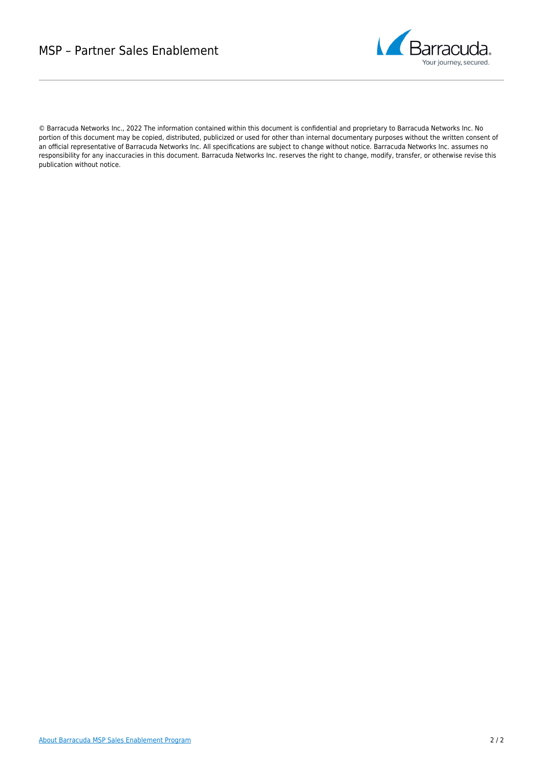© Barracuda Networks Inc., 2022 The information contained within this document is confidential and proprietary to Barracuda Networks Inc. No portion of this document may be copied, distributed, publicized or used for other than internal documentary purposes without the written consent of an official representative of Barracuda Networks Inc. All specifications are subject to change without notice. Barracuda Networks Inc. assumes no responsibility for any inaccuracies in this document. Barracuda Networks Inc. reserves the right to change, modify, transfer, or otherwise revise this publication without notice.